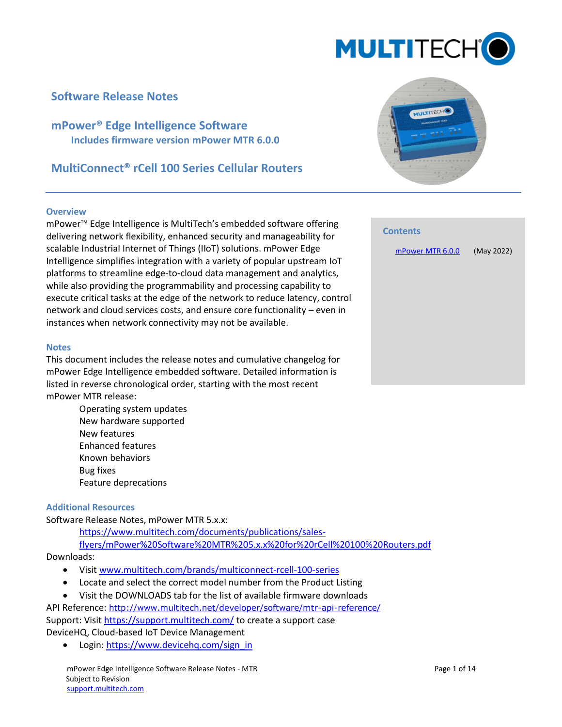# Software Release Notes

## mPower® Edge Intelligence Software

### Includes firmware version mPower MTR 6.0.0

## MultiConnect® rCell 100 Series Cellular Routers

### Overview

mPower™ Edge Intelligence is MultiTech's embedded software offering delivering network flexibility, enhanced security and manageability for scalable Industrial Internet of Things (IIoT) solutions. mPower Edge Intelligence simplifies integration with a variety of popular upstream IoT platforms to streamline edge-to-cloud data management and analytics, while also providing the programmability and processing capability to execute critical tasks at the edge of the network to reduce latency, control network and cloud services costs, and ensure core functionality – even in instances when network connectivity may not be available.

### Contents

mPower MTR 6.0.0 (May 2022)

### Notes

This document includes the release notes and cumulative changelog for mPower Edge Intelligence embedded software. Detailed information is listed in reverse chronological order, starting with the most recent mPower MTR release:

- Operating system updates
- New hardware supported
- New features
- Enhanced features
- Known behaviors
- Bug fixes
- Feature deprecations

### Additional Resources

Software Release Notes, mPower MTR 5.x.x:

https://www.multitech.com/documents/publications/sales-flyers/mPower%20Software%20MTR%205.x.x%20for%20rCell%20100%20Routers.pdf

Downloads:

- Visit www.multitech.com/brands/multiconnect-rcell-100-series
- Locate and select the correct model number from the Product Listing
- Visit the DOWNLOADS tab for the list of available firmware downloads

API Reference: http://www.multitech.net/developer/software/mtr-api-reference/

Support: Visit https://support.multitech.com/ to create a support case

DeviceHQ, Cloud-based IoT Device Management

- Login: https://www.devicehq.com/sign_in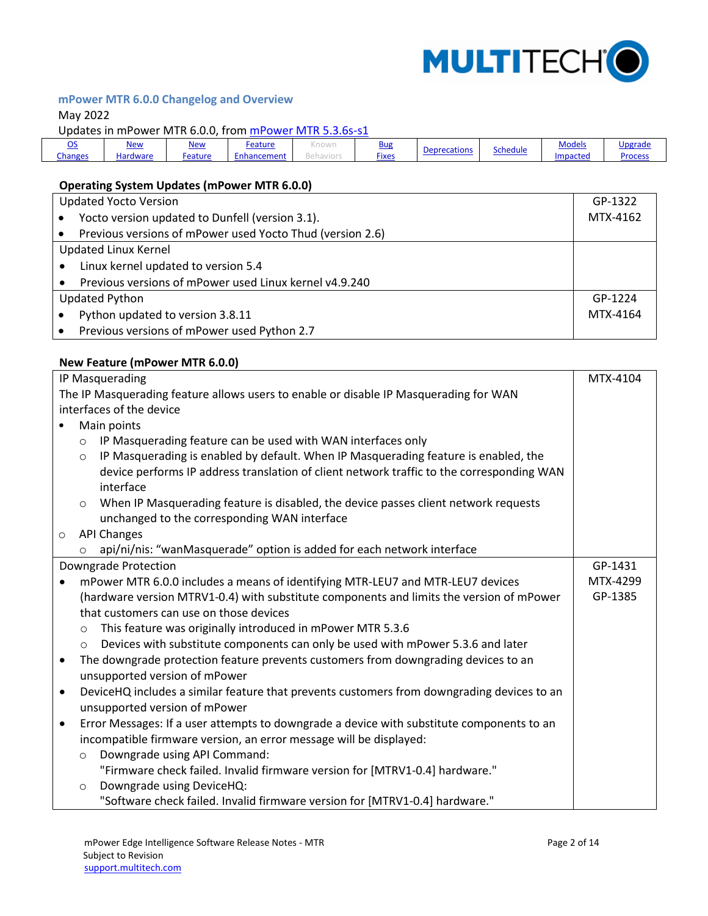### mPower MTR 6.0.0 Changelog and Overview

May 2022

Updates in mPower MTR 6.0.0, from mPower MTR 5.3.6s-s1

| OS Changes | New Hardware | New Feature | Feature Enhancement | Known Behaviors | Bug Fixes | Deprecations | Schedule | Models Impacted | Upgrade Process |
|---|---|---|---|---|---|---|---|---|---|

**Operating System Updates (mPower MTR 6.0.0)**

| | |
|---|---|
| Updated Yocto Version<br>• Yocto version updated to Dunfell (version 3.1).<br>• Previous versions of mPower used Yocto Thud (version 2.6) | GP-1322<br>MTX-4162 |
| Updated Linux Kernel<br>• Linux kernel updated to version 5.4<br>• Previous versions of mPower used Linux kernel v4.9.240 | |
| Updated Python<br>• Python updated to version 3.8.11<br>• Previous versions of mPower used Python 2.7 | GP-1224<br>MTX-4164 |

**New Feature (mPower MTR 6.0.0)**

| | |
|---|---|
| IP Masquerading<br>The IP Masquerading feature allows users to enable or disable IP Masquerading for WAN interfaces of the device<br>• Main points<br>  ○ IP Masquerading feature can be used with WAN interfaces only<br>  ○ IP Masquerading is enabled by default. When IP Masquerading feature is enabled, the device performs IP address translation of client network traffic to the corresponding WAN interface<br>  ○ When IP Masquerading feature is disabled, the device passes client network requests unchanged to the corresponding WAN interface<br>○ API Changes<br>  ○ api/ni/nis: "wanMasquerade" option is added for each network interface | MTX-4104 |
| Downgrade Protection<br>• mPower MTR 6.0.0 includes a means of identifying MTR-LEU7 and MTR-LEU7 devices (hardware version MTRV1-0.4) with substitute components and limits the version of mPower that customers can use on those devices<br>  ○ This feature was originally introduced in mPower MTR 5.3.6<br>  ○ Devices with substitute components can only be used with mPower 5.3.6 and later<br>• The downgrade protection feature prevents customers from downgrading devices to an unsupported version of mPower<br>• DeviceHQ includes a similar feature that prevents customers from downgrading devices to an unsupported version of mPower<br>• Error Messages: If a user attempts to downgrade a device with substitute components to an incompatible firmware version, an error message will be displayed:<br>  ○ Downgrade using API Command:<br>    "Firmware check failed. Invalid firmware version for [MTRV1-0.4] hardware."<br>  ○ Downgrade using DeviceHQ:<br>    "Software check failed. Invalid firmware version for [MTRV1-0.4] hardware." | GP-1431<br>MTX-4299<br>GP-1385 |

mPower Edge Intelligence Software Release Notes - MTR
Subject to Revision
support.multitech.com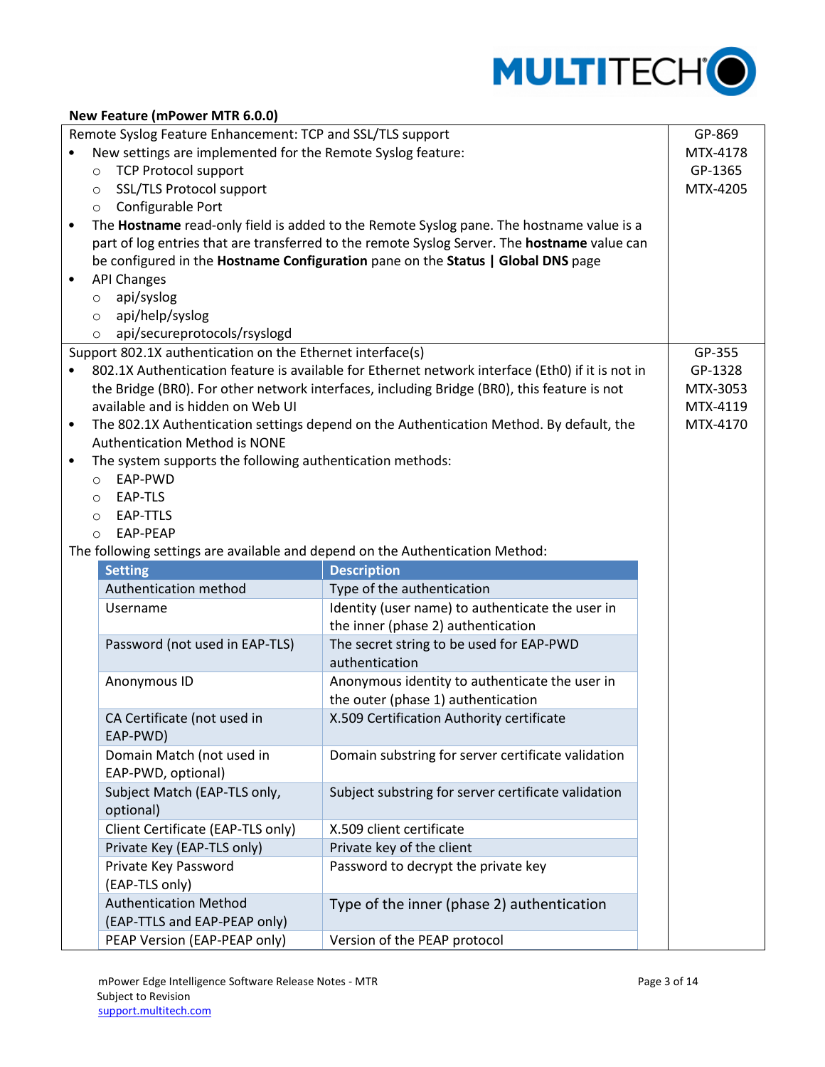**New Feature (mPower MTR 6.0.0)**

| Description | Reference |
|---|---|
| Remote Syslog Feature Enhancement: TCP and SSL/TLS support<br>• New settings are implemented for the Remote Syslog feature:<br>&nbsp;&nbsp;○ TCP Protocol support<br>&nbsp;&nbsp;○ SSL/TLS Protocol support<br>&nbsp;&nbsp;○ Configurable Port<br>• The **Hostname** read-only field is added to the Remote Syslog pane. The hostname value is a part of log entries that are transferred to the remote Syslog Server. The **hostname** value can be configured in the **Hostname Configuration** pane on the **Status \| Global DNS** page<br>• API Changes<br>&nbsp;&nbsp;○ api/syslog<br>&nbsp;&nbsp;○ api/help/syslog<br>&nbsp;&nbsp;○ api/secureprotocols/rsyslogd | GP-869<br>MTX-4178<br>GP-1365<br>MTX-4205 |
| Support 802.1X authentication on the Ethernet interface(s)<br>• 802.1X Authentication feature is available for Ethernet network interface (Eth0) if it is not in the Bridge (BR0). For other network interfaces, including Bridge (BR0), this feature is not available and is hidden on Web UI<br>• The 802.1X Authentication settings depend on the Authentication Method. By default, the Authentication Method is NONE<br>• The system supports the following authentication methods:<br>&nbsp;&nbsp;○ EAP-PWD<br>&nbsp;&nbsp;○ EAP-TLS<br>&nbsp;&nbsp;○ EAP-TTLS<br>&nbsp;&nbsp;○ EAP-PEAP<br>The following settings are available and depend on the Authentication Method: | GP-355<br>GP-1328<br>MTX-3053<br>MTX-4119<br>MTX-4170 |

| Setting | Description |
|---|---|
| Authentication method | Type of the authentication |
| Username | Identity (user name) to authenticate the user in the inner (phase 2) authentication |
| Password (not used in EAP-TLS) | The secret string to be used for EAP-PWD authentication |
| Anonymous ID | Anonymous identity to authenticate the user in the outer (phase 1) authentication |
| CA Certificate (not used in EAP-PWD) | X.509 Certification Authority certificate |
| Domain Match (not used in EAP-PWD, optional) | Domain substring for server certificate validation |
| Subject Match (EAP-TLS only, optional) | Subject substring for server certificate validation |
| Client Certificate (EAP-TLS only) | X.509 client certificate |
| Private Key (EAP-TLS only) | Private key of the client |
| Private Key Password (EAP-TLS only) | Password to decrypt the private key |
| Authentication Method (EAP-TTLS and EAP-PEAP only) | Type of the inner (phase 2) authentication |
| PEAP Version (EAP-PEAP only) | Version of the PEAP protocol |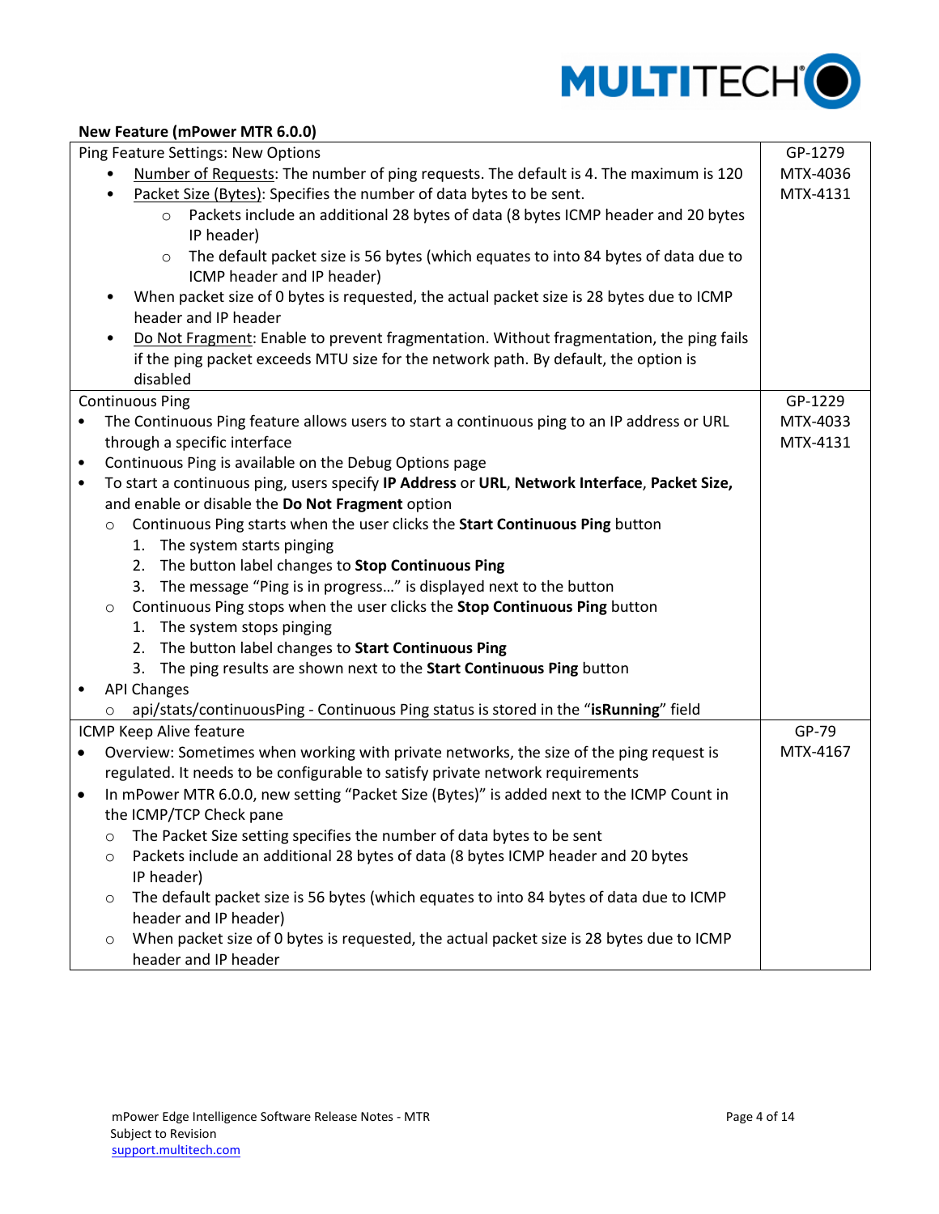**New Feature (mPower MTR 6.0.0)**

| Feature | Ticket |
| --- | --- |
| Ping Feature Settings: New Options<br>• <u>Number of Requests</u>: The number of ping requests. The default is 4. The maximum is 120<br>• <u>Packet Size (Bytes)</u>: Specifies the number of data bytes to be sent.<br>&nbsp;&nbsp;&nbsp;&nbsp;○ Packets include an additional 28 bytes of data (8 bytes ICMP header and 20 bytes IP header)<br>&nbsp;&nbsp;&nbsp;&nbsp;○ The default packet size is 56 bytes (which equates to into 84 bytes of data due to ICMP header and IP header)<br>• When packet size of 0 bytes is requested, the actual packet size is 28 bytes due to ICMP header and IP header<br>• <u>Do Not Fragment</u>: Enable to prevent fragmentation. Without fragmentation, the ping fails if the ping packet exceeds MTU size for the network path. By default, the option is disabled | GP-1279<br>MTX-4036<br>MTX-4131 |
| Continuous Ping<br>• The Continuous Ping feature allows users to start a continuous ping to an IP address or URL through a specific interface<br>• Continuous Ping is available on the Debug Options page<br>• To start a continuous ping, users specify **IP Address** or **URL**, **Network Interface**, **Packet Size,** and enable or disable the **Do Not Fragment** option<br>&nbsp;&nbsp;&nbsp;&nbsp;○ Continuous Ping starts when the user clicks the **Start Continuous Ping** button<br>&nbsp;&nbsp;&nbsp;&nbsp;&nbsp;&nbsp;&nbsp;&nbsp;1. The system starts pinging<br>&nbsp;&nbsp;&nbsp;&nbsp;&nbsp;&nbsp;&nbsp;&nbsp;2. The button label changes to **Stop Continuous Ping**<br>&nbsp;&nbsp;&nbsp;&nbsp;&nbsp;&nbsp;&nbsp;&nbsp;3. The message "Ping is in progress…" is displayed next to the button<br>&nbsp;&nbsp;&nbsp;&nbsp;○ Continuous Ping stops when the user clicks the **Stop Continuous Ping** button<br>&nbsp;&nbsp;&nbsp;&nbsp;&nbsp;&nbsp;&nbsp;&nbsp;1. The system stops pinging<br>&nbsp;&nbsp;&nbsp;&nbsp;&nbsp;&nbsp;&nbsp;&nbsp;2. The button label changes to **Start Continuous Ping**<br>&nbsp;&nbsp;&nbsp;&nbsp;&nbsp;&nbsp;&nbsp;&nbsp;3. The ping results are shown next to the **Start Continuous Ping** button<br>• API Changes<br>&nbsp;&nbsp;&nbsp;&nbsp;○ api/stats/continuousPing - Continuous Ping status is stored in the "**isRunning**" field | GP-1229<br>MTX-4033<br>MTX-4131 |
| ICMP Keep Alive feature<br>• Overview: Sometimes when working with private networks, the size of the ping request is regulated. It needs to be configurable to satisfy private network requirements<br>• In mPower MTR 6.0.0, new setting "Packet Size (Bytes)" is added next to the ICMP Count in the ICMP/TCP Check pane<br>&nbsp;&nbsp;&nbsp;&nbsp;○ The Packet Size setting specifies the number of data bytes to be sent<br>&nbsp;&nbsp;&nbsp;&nbsp;○ Packets include an additional 28 bytes of data (8 bytes ICMP header and 20 bytes IP header)<br>&nbsp;&nbsp;&nbsp;&nbsp;○ The default packet size is 56 bytes (which equates to into 84 bytes of data due to ICMP header and IP header)<br>&nbsp;&nbsp;&nbsp;&nbsp;○ When packet size of 0 bytes is requested, the actual packet size is 28 bytes due to ICMP header and IP header | GP-79<br>MTX-4167 |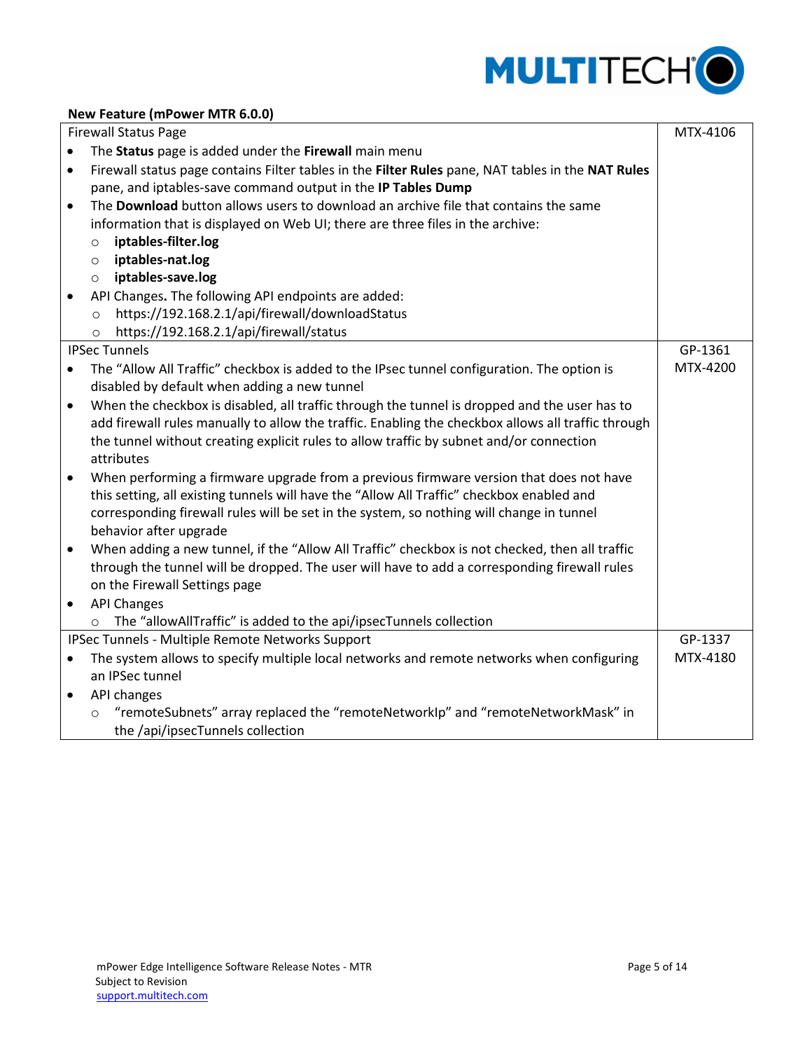**New Feature (mPower MTR 6.0.0)**

| | |
|---|---|
| Firewall Status Page<br>• The **Status** page is added under the **Firewall** main menu<br>• Firewall status page contains Filter tables in the **Filter Rules** pane, NAT tables in the **NAT Rules** pane, and iptables-save command output in the **IP Tables Dump**<br>• The **Download** button allows users to download an archive file that contains the same information that is displayed on Web UI; there are three files in the archive:<br>&nbsp;&nbsp;&nbsp;&nbsp;○ **iptables-filter.log**<br>&nbsp;&nbsp;&nbsp;&nbsp;○ **iptables-nat.log**<br>&nbsp;&nbsp;&nbsp;&nbsp;○ **iptables-save.log**<br>• API Changes**.** The following API endpoints are added:<br>&nbsp;&nbsp;&nbsp;&nbsp;○ https://192.168.2.1/api/firewall/downloadStatus<br>&nbsp;&nbsp;&nbsp;&nbsp;○ https://192.168.2.1/api/firewall/status | MTX-4106 |
| IPSec Tunnels<br>• The "Allow All Traffic" checkbox is added to the IPsec tunnel configuration. The option is disabled by default when adding a new tunnel<br>• When the checkbox is disabled, all traffic through the tunnel is dropped and the user has to add firewall rules manually to allow the traffic. Enabling the checkbox allows all traffic through the tunnel without creating explicit rules to allow traffic by subnet and/or connection attributes<br>• When performing a firmware upgrade from a previous firmware version that does not have this setting, all existing tunnels will have the "Allow All Traffic" checkbox enabled and corresponding firewall rules will be set in the system, so nothing will change in tunnel behavior after upgrade<br>• When adding a new tunnel, if the "Allow All Traffic" checkbox is not checked, then all traffic through the tunnel will be dropped. The user will have to add a corresponding firewall rules on the Firewall Settings page<br>• API Changes<br>&nbsp;&nbsp;&nbsp;&nbsp;○ The "allowAllTraffic" is added to the api/ipsecTunnels collection | GP-1361<br>MTX-4200 |
| IPSec Tunnels - Multiple Remote Networks Support<br>• The system allows to specify multiple local networks and remote networks when configuring an IPSec tunnel<br>• API changes<br>&nbsp;&nbsp;&nbsp;&nbsp;○ "remoteSubnets" array replaced the "remoteNetworkIp" and "remoteNetworkMask" in the /api/ipsecTunnels collection | GP-1337<br>MTX-4180 |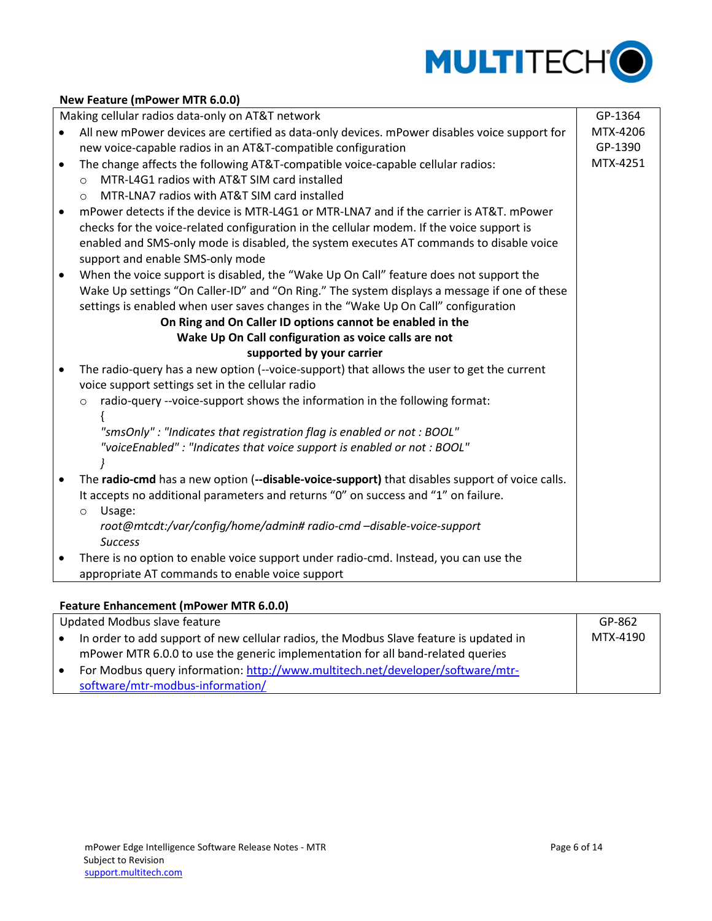**New Feature (mPower MTR 6.0.0)**

| Making cellular radios data-only on AT&T network | GP-1364<br>MTX-4206<br>GP-1390<br>MTX-4251 |
|---|---|
| • All new mPower devices are certified as data-only devices. mPower disables voice support for new voice-capable radios in an AT&T-compatible configuration<br>• The change affects the following AT&T-compatible voice-capable cellular radios:<br>  ○ MTR-L4G1 radios with AT&T SIM card installed<br>  ○ MTR-LNA7 radios with AT&T SIM card installed<br>• mPower detects if the device is MTR-L4G1 or MTR-LNA7 and if the carrier is AT&T. mPower checks for the voice-related configuration in the cellular modem. If the voice support is enabled and SMS-only mode is disabled, the system executes AT commands to disable voice support and enable SMS-only mode<br>• When the voice support is disabled, the "Wake Up On Call" feature does not support the Wake Up settings "On Caller-ID" and "On Ring." The system displays a message if one of these settings is enabled when user saves changes in the "Wake Up On Call" configuration<br>**On Ring and On Caller ID options cannot be enabled in the Wake Up On Call configuration as voice calls are not supported by your carrier**<br>• The radio-query has a new option (--voice-support) that allows the user to get the current voice support settings set in the cellular radio<br>  ○ radio-query --voice-support shows the information in the following format:<br>*{*<br>*"smsOnly" : "Indicates that registration flag is enabled or not : BOOL"*<br>*"voiceEnabled" : "Indicates that voice support is enabled or not : BOOL"*<br>*}*<br>• The **radio-cmd** has a new option (**--disable-voice-support)** that disables support of voice calls. It accepts no additional parameters and returns "0" on success and "1" on failure.<br>  ○ Usage:<br>*root@mtcdt:/var/config/home/admin# radio-cmd –disable-voice-support*<br>*Success*<br>• There is no option to enable voice support under radio-cmd. Instead, you can use the appropriate AT commands to enable voice support | |

**Feature Enhancement (mPower MTR 6.0.0)**

| Updated Modbus slave feature | GP-862<br>MTX-4190 |
|---|---|
| • In order to add support of new cellular radios, the Modbus Slave feature is updated in mPower MTR 6.0.0 to use the generic implementation for all band-related queries<br>• For Modbus query information: [http://www.multitech.net/developer/software/mtr-software/mtr-modbus-information/](http://www.multitech.net/developer/software/mtr-software/mtr-modbus-information/) | |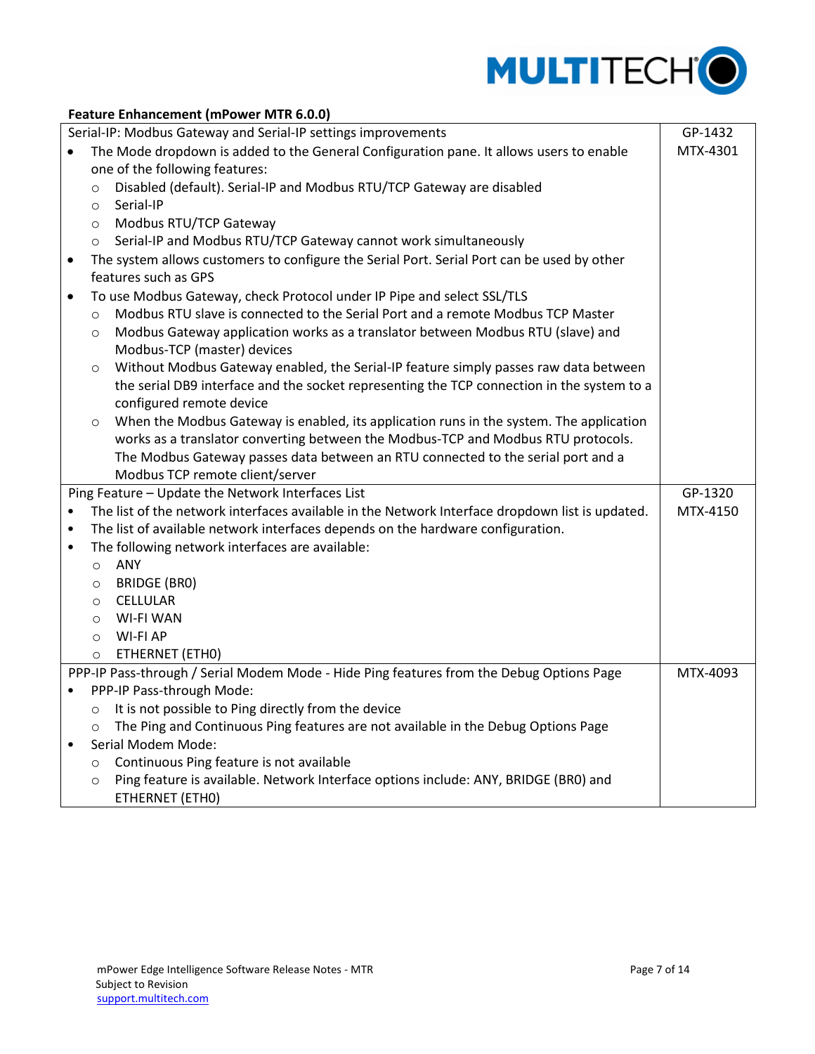**Feature Enhancement (mPower MTR 6.0.0)**

| Description | Reference |
|---|---|
| Serial-IP: Modbus Gateway and Serial-IP settings improvements<br>• The Mode dropdown is added to the General Configuration pane. It allows users to enable one of the following features:<br>  ◦ Disabled (default). Serial-IP and Modbus RTU/TCP Gateway are disabled<br>  ◦ Serial-IP<br>  ◦ Modbus RTU/TCP Gateway<br>  ◦ Serial-IP and Modbus RTU/TCP Gateway cannot work simultaneously<br>• The system allows customers to configure the Serial Port. Serial Port can be used by other features such as GPS<br>• To use Modbus Gateway, check Protocol under IP Pipe and select SSL/TLS<br>  ◦ Modbus RTU slave is connected to the Serial Port and a remote Modbus TCP Master<br>  ◦ Modbus Gateway application works as a translator between Modbus RTU (slave) and Modbus-TCP (master) devices<br>  ◦ Without Modbus Gateway enabled, the Serial-IP feature simply passes raw data between the serial DB9 interface and the socket representing the TCP connection in the system to a configured remote device<br>  ◦ When the Modbus Gateway is enabled, its application runs in the system. The application works as a translator converting between the Modbus-TCP and Modbus RTU protocols. The Modbus Gateway passes data between an RTU connected to the serial port and a Modbus TCP remote client/server | GP-1432<br>MTX-4301 |
| Ping Feature – Update the Network Interfaces List<br>• The list of the network interfaces available in the Network Interface dropdown list is updated.<br>• The list of available network interfaces depends on the hardware configuration.<br>• The following network interfaces are available:<br>  ◦ ANY<br>  ◦ BRIDGE (BR0)<br>  ◦ CELLULAR<br>  ◦ WI-FI WAN<br>  ◦ WI-FI AP<br>  ◦ ETHERNET (ETH0) | GP-1320<br>MTX-4150 |
| PPP-IP Pass-through / Serial Modem Mode - Hide Ping features from the Debug Options Page<br>• PPP-IP Pass-through Mode:<br>  ◦ It is not possible to Ping directly from the device<br>  ◦ The Ping and Continuous Ping features are not available in the Debug Options Page<br>• Serial Modem Mode:<br>  ◦ Continuous Ping feature is not available<br>  ◦ Ping feature is available. Network Interface options include: ANY, BRIDGE (BR0) and ETHERNET (ETH0) | MTX-4093 |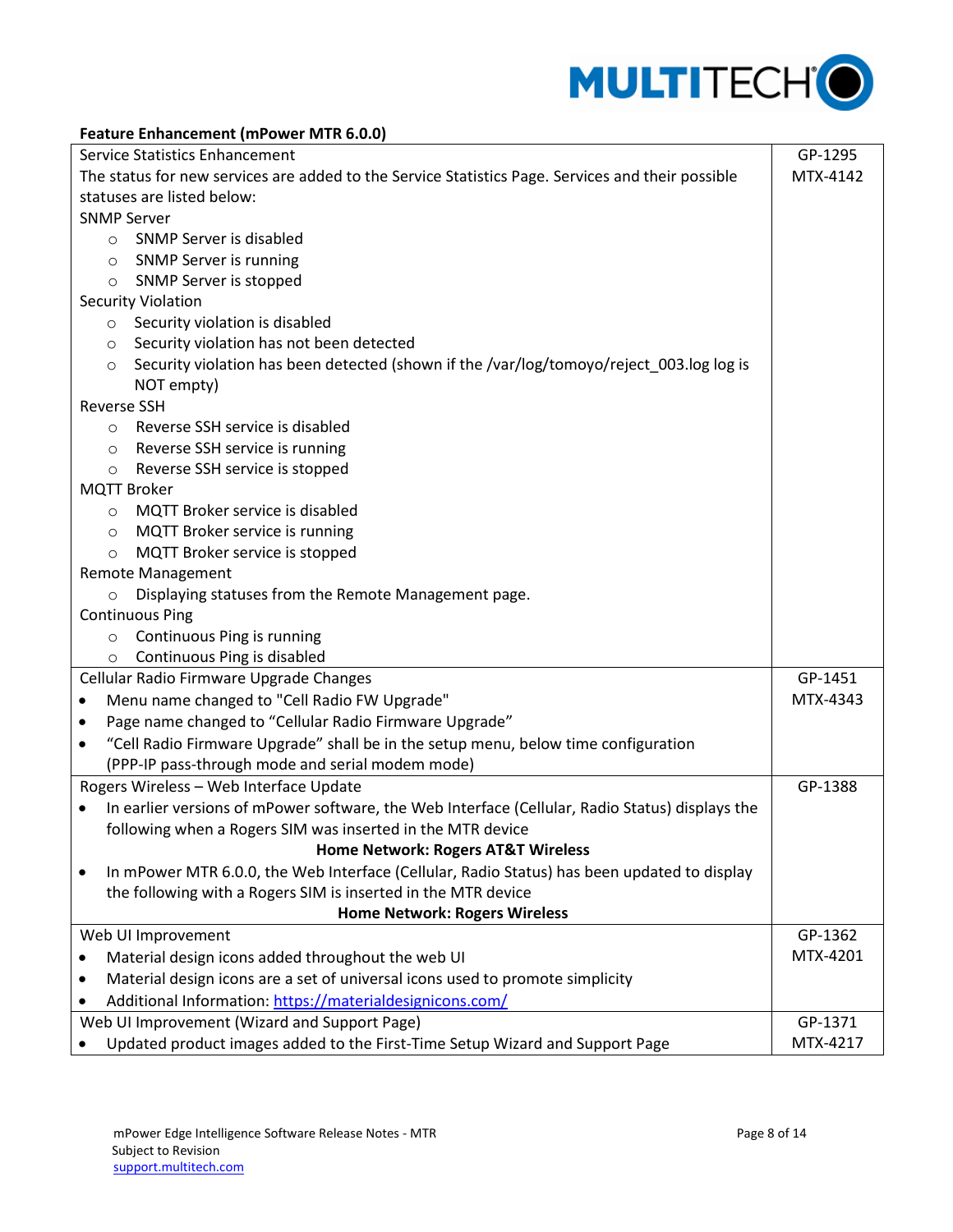**Feature Enhancement (mPower MTR 6.0.0)**

| Description | ID |
|---|---|
| Service Statistics Enhancement<br>The status for new services are added to the Service Statistics Page. Services and their possible statuses are listed below:<br>SNMP Server<br>○ SNMP Server is disabled<br>○ SNMP Server is running<br>○ SNMP Server is stopped<br>Security Violation<br>○ Security violation is disabled<br>○ Security violation has not been detected<br>○ Security violation has been detected (shown if the /var/log/tomoyo/reject_003.log log is NOT empty)<br>Reverse SSH<br>○ Reverse SSH service is disabled<br>○ Reverse SSH service is running<br>○ Reverse SSH service is stopped<br>MQTT Broker<br>○ MQTT Broker service is disabled<br>○ MQTT Broker service is running<br>○ MQTT Broker service is stopped<br>Remote Management<br>○ Displaying statuses from the Remote Management page.<br>Continuous Ping<br>○ Continuous Ping is running<br>○ Continuous Ping is disabled | GP-1295<br>MTX-4142 |
| Cellular Radio Firmware Upgrade Changes<br>• Menu name changed to "Cell Radio FW Upgrade"<br>• Page name changed to "Cellular Radio Firmware Upgrade"<br>• "Cell Radio Firmware Upgrade" shall be in the setup menu, below time configuration (PPP-IP pass-through mode and serial modem mode) | GP-1451<br>MTX-4343 |
| Rogers Wireless – Web Interface Update<br>• In earlier versions of mPower software, the Web Interface (Cellular, Radio Status) displays the following when a Rogers SIM was inserted in the MTR device<br>**Home Network: Rogers AT&T Wireless**<br>• In mPower MTR 6.0.0, the Web Interface (Cellular, Radio Status) has been updated to display the following with a Rogers SIM is inserted in the MTR device<br>**Home Network: Rogers Wireless** | GP-1388 |
| Web UI Improvement<br>• Material design icons added throughout the web UI<br>• Material design icons are a set of universal icons used to promote simplicity<br>• Additional Information: https://materialdesignicons.com/ | GP-1362<br>MTX-4201 |
| Web UI Improvement (Wizard and Support Page)<br>• Updated product images added to the First-Time Setup Wizard and Support Page | GP-1371<br>MTX-4217 |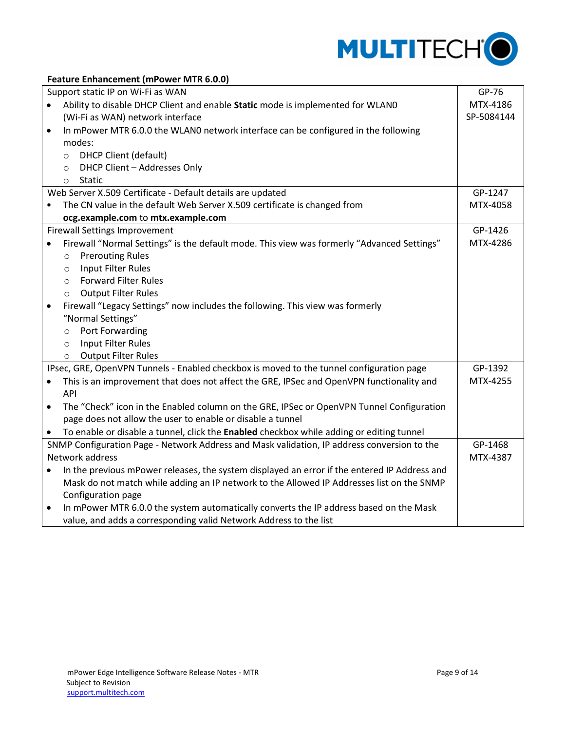**Feature Enhancement (mPower MTR 6.0.0)**

| Description | ID |
|---|---|
| Support static IP on Wi-Fi as WAN<br>• Ability to disable DHCP Client and enable **Static** mode is implemented for WLAN0 (Wi-Fi as WAN) network interface<br>• In mPower MTR 6.0.0 the WLAN0 network interface can be configured in the following modes:<br>&nbsp;&nbsp;&nbsp;&nbsp;○ DHCP Client (default)<br>&nbsp;&nbsp;&nbsp;&nbsp;○ DHCP Client – Addresses Only<br>&nbsp;&nbsp;&nbsp;&nbsp;○ Static | GP-76<br>MTX-4186<br>SP-5084144 |
| Web Server X.509 Certificate - Default details are updated<br>• The CN value in the default Web Server X.509 certificate is changed from **ocg.example.com** to **mtx.example.com** | GP-1247<br>MTX-4058 |
| Firewall Settings Improvement<br>• Firewall "Normal Settings" is the default mode. This view was formerly "Advanced Settings"<br>&nbsp;&nbsp;&nbsp;&nbsp;○ Prerouting Rules<br>&nbsp;&nbsp;&nbsp;&nbsp;○ Input Filter Rules<br>&nbsp;&nbsp;&nbsp;&nbsp;○ Forward Filter Rules<br>&nbsp;&nbsp;&nbsp;&nbsp;○ Output Filter Rules<br>• Firewall "Legacy Settings" now includes the following. This view was formerly "Normal Settings"<br>&nbsp;&nbsp;&nbsp;&nbsp;○ Port Forwarding<br>&nbsp;&nbsp;&nbsp;&nbsp;○ Input Filter Rules<br>&nbsp;&nbsp;&nbsp;&nbsp;○ Output Filter Rules | GP-1426<br>MTX-4286 |
| IPsec, GRE, OpenVPN Tunnels - Enabled checkbox is moved to the tunnel configuration page<br>• This is an improvement that does not affect the GRE, IPSec and OpenVPN functionality and API<br>• The "Check" icon in the Enabled column on the GRE, IPSec or OpenVPN Tunnel Configuration page does not allow the user to enable or disable a tunnel<br>• To enable or disable a tunnel, click the **Enabled** checkbox while adding or editing tunnel | GP-1392<br>MTX-4255 |
| SNMP Configuration Page - Network Address and Mask validation, IP address conversion to the Network address<br>• In the previous mPower releases, the system displayed an error if the entered IP Address and Mask do not match while adding an IP network to the Allowed IP Addresses list on the SNMP Configuration page<br>• In mPower MTR 6.0.0 the system automatically converts the IP address based on the Mask value, and adds a corresponding valid Network Address to the list | GP-1468<br>MTX-4387 |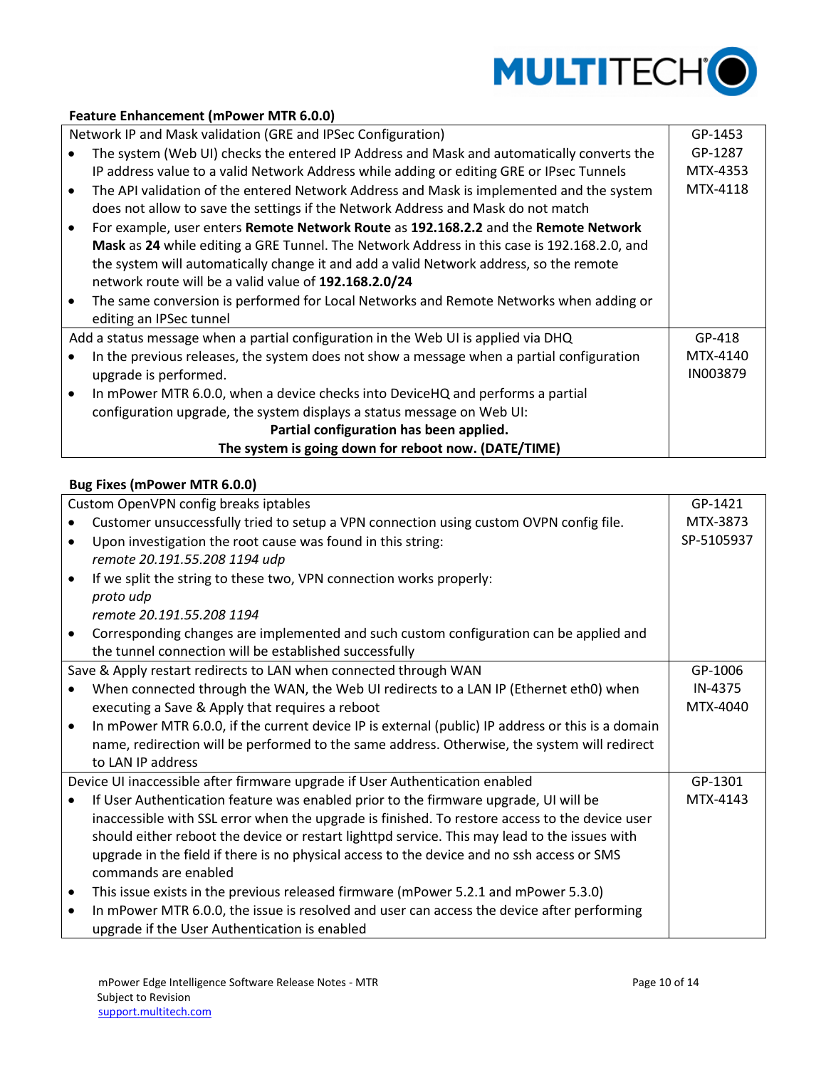**Feature Enhancement (mPower MTR 6.0.0)**

| Description | Reference |
|---|---|
| Network IP and Mask validation (GRE and IPSec Configuration)<br>• The system (Web UI) checks the entered IP Address and Mask and automatically converts the IP address value to a valid Network Address while adding or editing GRE or IPsec Tunnels<br>• The API validation of the entered Network Address and Mask is implemented and the system does not allow to save the settings if the Network Address and Mask do not match<br>• For example, user enters **Remote Network Route** as **192.168.2.2** and the **Remote Network Mask** as **24** while editing a GRE Tunnel. The Network Address in this case is 192.168.2.0, and the system will automatically change it and add a valid Network address, so the remote network route will be a valid value of **192.168.2.0/24**<br>• The same conversion is performed for Local Networks and Remote Networks when adding or editing an IPSec tunnel | GP-1453<br>GP-1287<br>MTX-4353<br>MTX-4118 |
| Add a status message when a partial configuration in the Web UI is applied via DHQ<br>• In the previous releases, the system does not show a message when a partial configuration upgrade is performed.<br>• In mPower MTR 6.0.0, when a device checks into DeviceHQ and performs a partial configuration upgrade, the system displays a status message on Web UI:<br>**Partial configuration has been applied.**<br>**The system is going down for reboot now. (DATE/TIME)** | GP-418<br>MTX-4140<br>IN003879 |

**Bug Fixes (mPower MTR 6.0.0)**

| Description | Reference |
|---|---|
| Custom OpenVPN config breaks iptables<br>• Customer unsuccessfully tried to setup a VPN connection using custom OVPN config file.<br>• Upon investigation the root cause was found in this string:<br>*remote 20.191.55.208 1194 udp*<br>• If we split the string to these two, VPN connection works properly:<br>*proto udp*<br>*remote 20.191.55.208 1194*<br>• Corresponding changes are implemented and such custom configuration can be applied and the tunnel connection will be established successfully | GP-1421<br>MTX-3873<br>SP-5105937 |
| Save & Apply restart redirects to LAN when connected through WAN<br>• When connected through the WAN, the Web UI redirects to a LAN IP (Ethernet eth0) when executing a Save & Apply that requires a reboot<br>• In mPower MTR 6.0.0, if the current device IP is external (public) IP address or this is a domain name, redirection will be performed to the same address. Otherwise, the system will redirect to LAN IP address | GP-1006<br>IN-4375<br>MTX-4040 |
| Device UI inaccessible after firmware upgrade if User Authentication enabled<br>• If User Authentication feature was enabled prior to the firmware upgrade, UI will be inaccessible with SSL error when the upgrade is finished. To restore access to the device user should either reboot the device or restart lighttpd service. This may lead to the issues with upgrade in the field if there is no physical access to the device and no ssh access or SMS commands are enabled<br>• This issue exists in the previous released firmware (mPower 5.2.1 and mPower 5.3.0)<br>• In mPower MTR 6.0.0, the issue is resolved and user can access the device after performing upgrade if the User Authentication is enabled | GP-1301<br>MTX-4143 |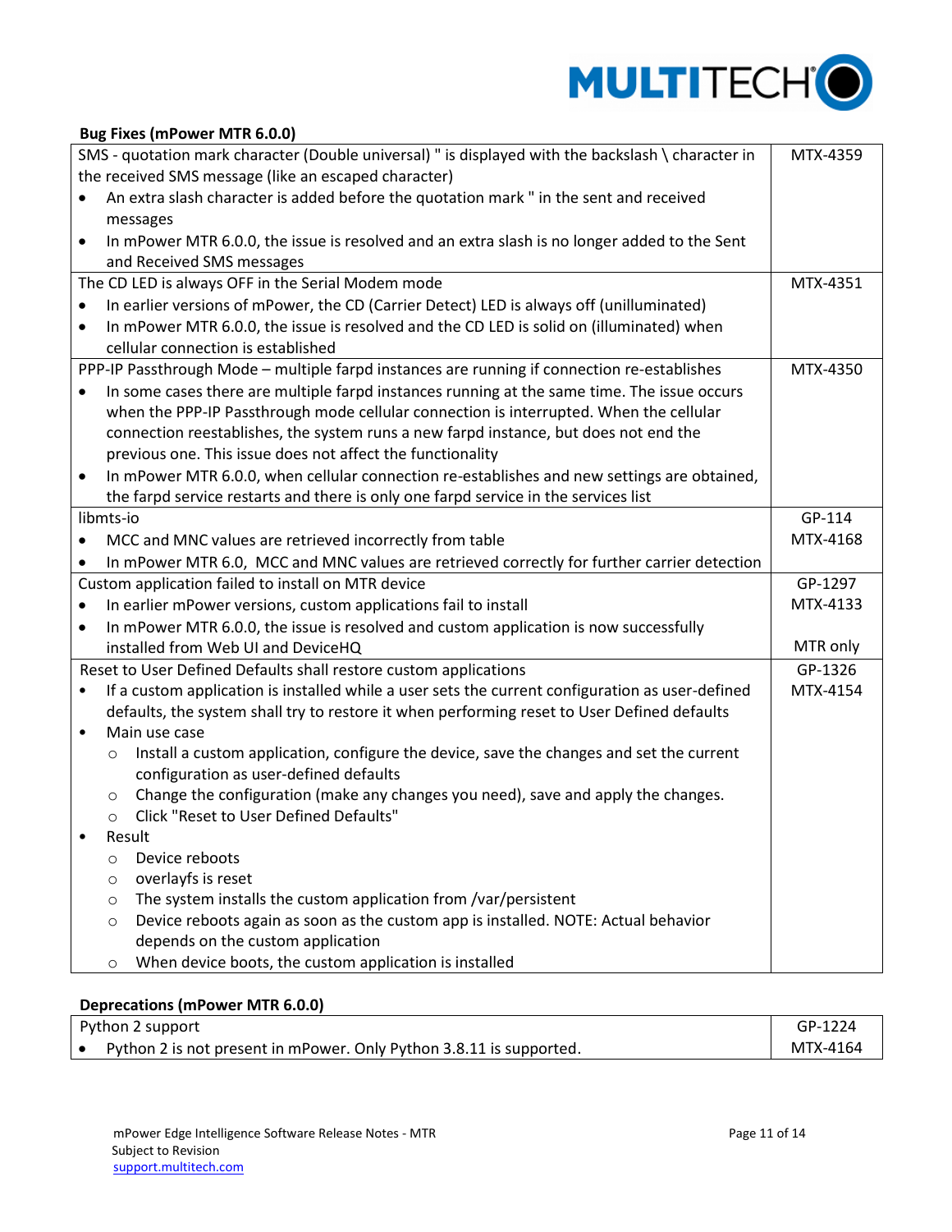**Bug Fixes (mPower MTR 6.0.0)**

| | |
|---|---|
| SMS - quotation mark character (Double universal) " is displayed with the backslash \ character in the received SMS message (like an escaped character)<br>• An extra slash character is added before the quotation mark " in the sent and received messages<br>• In mPower MTR 6.0.0, the issue is resolved and an extra slash is no longer added to the Sent and Received SMS messages | MTX-4359 |
| The CD LED is always OFF in the Serial Modem mode<br>• In earlier versions of mPower, the CD (Carrier Detect) LED is always off (unilluminated)<br>• In mPower MTR 6.0.0, the issue is resolved and the CD LED is solid on (illuminated) when cellular connection is established | MTX-4351 |
| PPP-IP Passthrough Mode – multiple farpd instances are running if connection re-establishes<br>• In some cases there are multiple farpd instances running at the same time. The issue occurs when the PPP-IP Passthrough mode cellular connection is interrupted. When the cellular connection reestablishes, the system runs a new farpd instance, but does not end the previous one. This issue does not affect the functionality<br>• In mPower MTR 6.0.0, when cellular connection re-establishes and new settings are obtained, the farpd service restarts and there is only one farpd service in the services list | MTX-4350 |
| libmts-io<br>• MCC and MNC values are retrieved incorrectly from table<br>• In mPower MTR 6.0, MCC and MNC values are retrieved correctly for further carrier detection | GP-114<br>MTX-4168 |
| Custom application failed to install on MTR device<br>• In earlier mPower versions, custom applications fail to install<br>• In mPower MTR 6.0.0, the issue is resolved and custom application is now successfully installed from Web UI and DeviceHQ | GP-1297<br>MTX-4133<br><br>MTR only |
| Reset to User Defined Defaults shall restore custom applications<br>• If a custom application is installed while a user sets the current configuration as user-defined defaults, the system shall try to restore it when performing reset to User Defined defaults<br>• Main use case<br>&nbsp;&nbsp;&nbsp;&nbsp;○ Install a custom application, configure the device, save the changes and set the current configuration as user-defined defaults<br>&nbsp;&nbsp;&nbsp;&nbsp;○ Change the configuration (make any changes you need), save and apply the changes.<br>&nbsp;&nbsp;&nbsp;&nbsp;○ Click "Reset to User Defined Defaults"<br>• Result<br>&nbsp;&nbsp;&nbsp;&nbsp;○ Device reboots<br>&nbsp;&nbsp;&nbsp;&nbsp;○ overlayfs is reset<br>&nbsp;&nbsp;&nbsp;&nbsp;○ The system installs the custom application from /var/persistent<br>&nbsp;&nbsp;&nbsp;&nbsp;○ Device reboots again as soon as the custom app is installed. NOTE: Actual behavior depends on the custom application<br>&nbsp;&nbsp;&nbsp;&nbsp;○ When device boots, the custom application is installed | GP-1326<br>MTX-4154 |

**Deprecations (mPower MTR 6.0.0)**

| | |
|---|---|
| Python 2 support<br>• Python 2 is not present in mPower. Only Python 3.8.11 is supported. | GP-1224<br>MTX-4164 |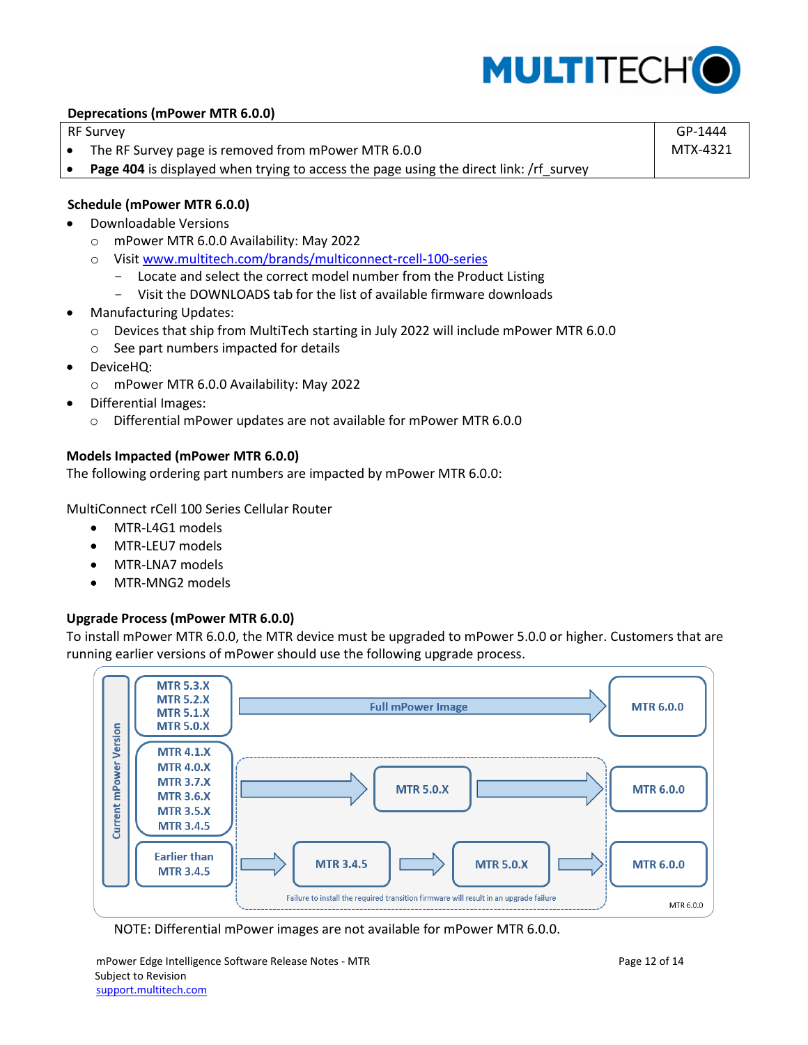**Deprecations (mPower MTR 6.0.0)**

| RF Survey<br>• The RF Survey page is removed from mPower MTR 6.0.0<br>• **Page 404** is displayed when trying to access the page using the direct link: /rf_survey | GP-1444<br>MTX-4321 |
|---|---|

**Schedule (mPower MTR 6.0.0)**

- Downloadable Versions
  - mPower MTR 6.0.0 Availability: May 2022
  - Visit [www.multitech.com/brands/multiconnect-rcell-100-series](http://www.multitech.com/brands/multiconnect-rcell-100-series)
    - Locate and select the correct model number from the Product Listing
    - Visit the DOWNLOADS tab for the list of available firmware downloads
- Manufacturing Updates:
  - Devices that ship from MultiTech starting in July 2022 will include mPower MTR 6.0.0
  - See part numbers impacted for details
- DeviceHQ:
  - mPower MTR 6.0.0 Availability: May 2022
- Differential Images:
  - Differential mPower updates are not available for mPower MTR 6.0.0

**Models Impacted (mPower MTR 6.0.0)**

The following ordering part numbers are impacted by mPower MTR 6.0.0:

MultiConnect rCell 100 Series Cellular Router

- MTR-L4G1 models
- MTR-LEU7 models
- MTR-LNA7 models
- MTR-MNG2 models

**Upgrade Process (mPower MTR 6.0.0)**

To install mPower MTR 6.0.0, the MTR device must be upgraded to mPower 5.0.0 or higher. Customers that are running earlier versions of mPower should use the following upgrade process.

Current mPower Version

- MTR 5.3.X, MTR 5.2.X, MTR 5.1.X, MTR 5.0.X → Full mPower Image → MTR 6.0.0
- MTR 4.1.X, MTR 4.0.X, MTR 3.7.X, MTR 3.6.X, MTR 3.5.X, MTR 3.4.5 → MTR 5.0.X → MTR 6.0.0
- Earlier than MTR 3.4.5 → MTR 3.4.5 → MTR 5.0.X → MTR 6.0.0

Failure to install the required transition firmware will result in an upgrade failure

MTR 6.0.0

NOTE: Differential mPower images are not available for mPower MTR 6.0.0.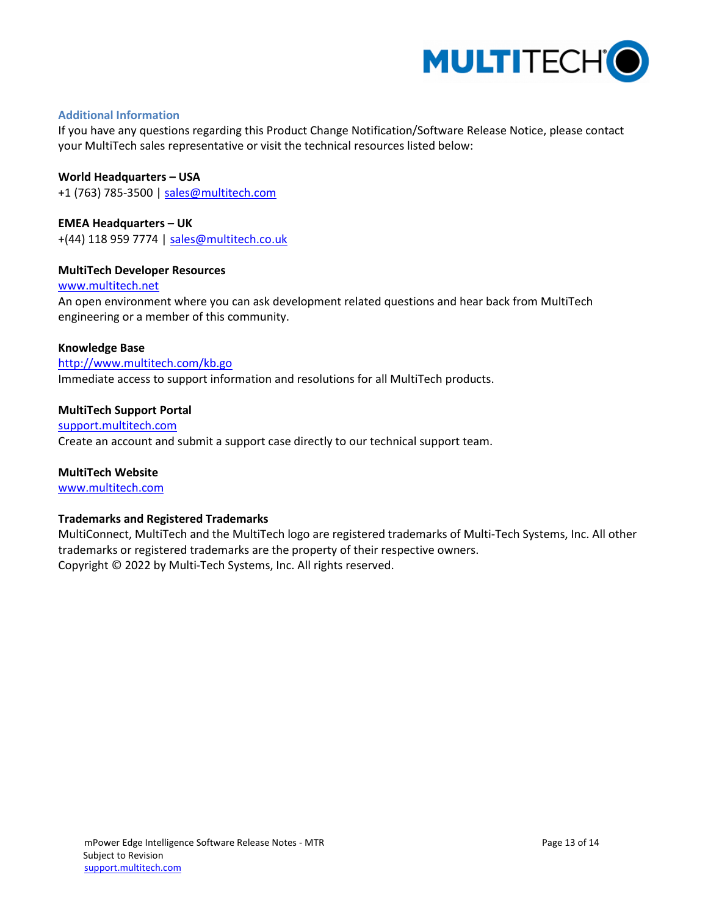## Additional Information

If you have any questions regarding this Product Change Notification/Software Release Notice, please contact your MultiTech sales representative or visit the technical resources listed below:

**World Headquarters – USA**
+1 (763) 785-3500 | sales@multitech.com

**EMEA Headquarters – UK**
+(44) 118 959 7774 | sales@multitech.co.uk

**MultiTech Developer Resources**
www.multitech.net
An open environment where you can ask development related questions and hear back from MultiTech engineering or a member of this community.

**Knowledge Base**
http://www.multitech.com/kb.go
Immediate access to support information and resolutions for all MultiTech products.

**MultiTech Support Portal**
support.multitech.com
Create an account and submit a support case directly to our technical support team.

**MultiTech Website**
www.multitech.com

**Trademarks and Registered Trademarks**
MultiConnect, MultiTech and the MultiTech logo are registered trademarks of Multi-Tech Systems, Inc. All other trademarks or registered trademarks are the property of their respective owners.
Copyright © 2022 by Multi-Tech Systems, Inc. All rights reserved.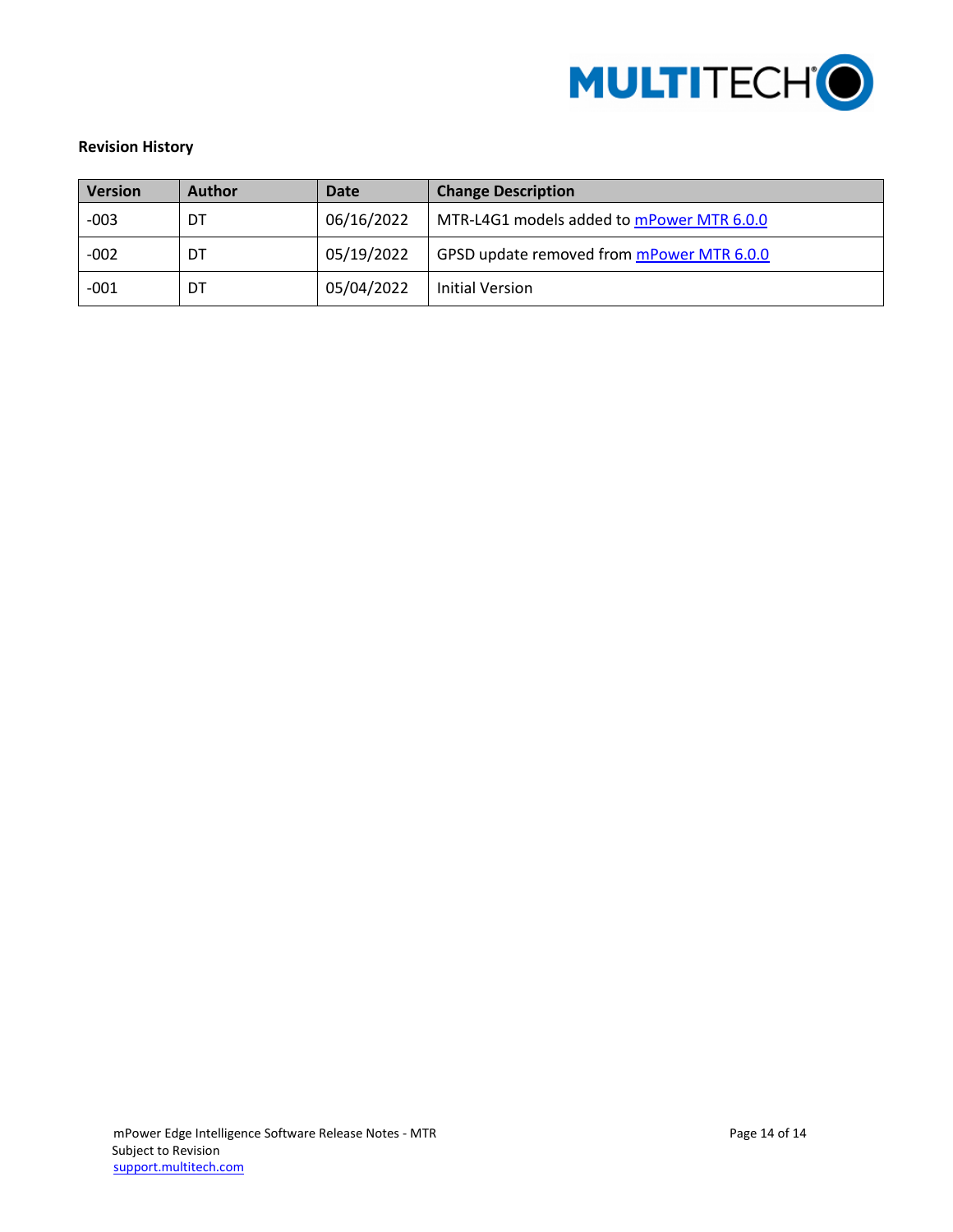**Revision History**

| Version | Author | Date | Change Description |
| --- | --- | --- | --- |
| -003 | DT | 06/16/2022 | MTR-L4G1 models added to mPower MTR 6.0.0 |
| -002 | DT | 05/19/2022 | GPSD update removed from mPower MTR 6.0.0 |
| -001 | DT | 05/04/2022 | Initial Version |